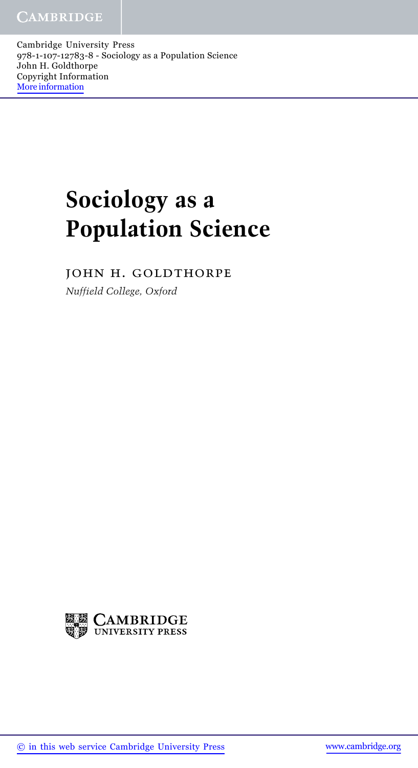# Sociology as a Population Science

JOHN H. GOLDTHORPE

*Nuffield College, Oxford*

CAMBRIDGE UNIVERSITY PRESS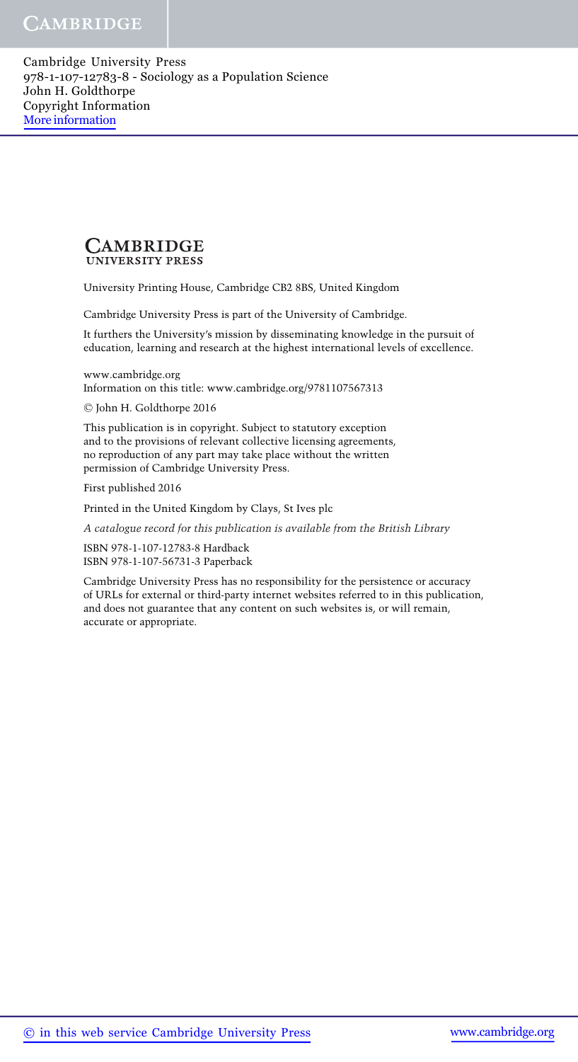Cambridge University Press
978-1-107-12783-8 - Sociology as a Population Science
John H. Goldthorpe
Copyright Information
More information

CAMBRIDGE
UNIVERSITY PRESS

University Printing House, Cambridge CB2 8BS, United Kingdom

Cambridge University Press is part of the University of Cambridge.

It furthers the University's mission by disseminating knowledge in the pursuit of education, learning and research at the highest international levels of excellence.

www.cambridge.org
Information on this title: www.cambridge.org/9781107567313

© John H. Goldthorpe 2016

This publication is in copyright. Subject to statutory exception and to the provisions of relevant collective licensing agreements, no reproduction of any part may take place without the written permission of Cambridge University Press.

First published 2016

Printed in the United Kingdom by Clays, St Ives plc

*A catalogue record for this publication is available from the British Library*

ISBN 978-1-107-12783-8 Hardback
ISBN 978-1-107-56731-3 Paperback

Cambridge University Press has no responsibility for the persistence or accuracy of URLs for external or third-party internet websites referred to in this publication, and does not guarantee that any content on such websites is, or will remain, accurate or appropriate.